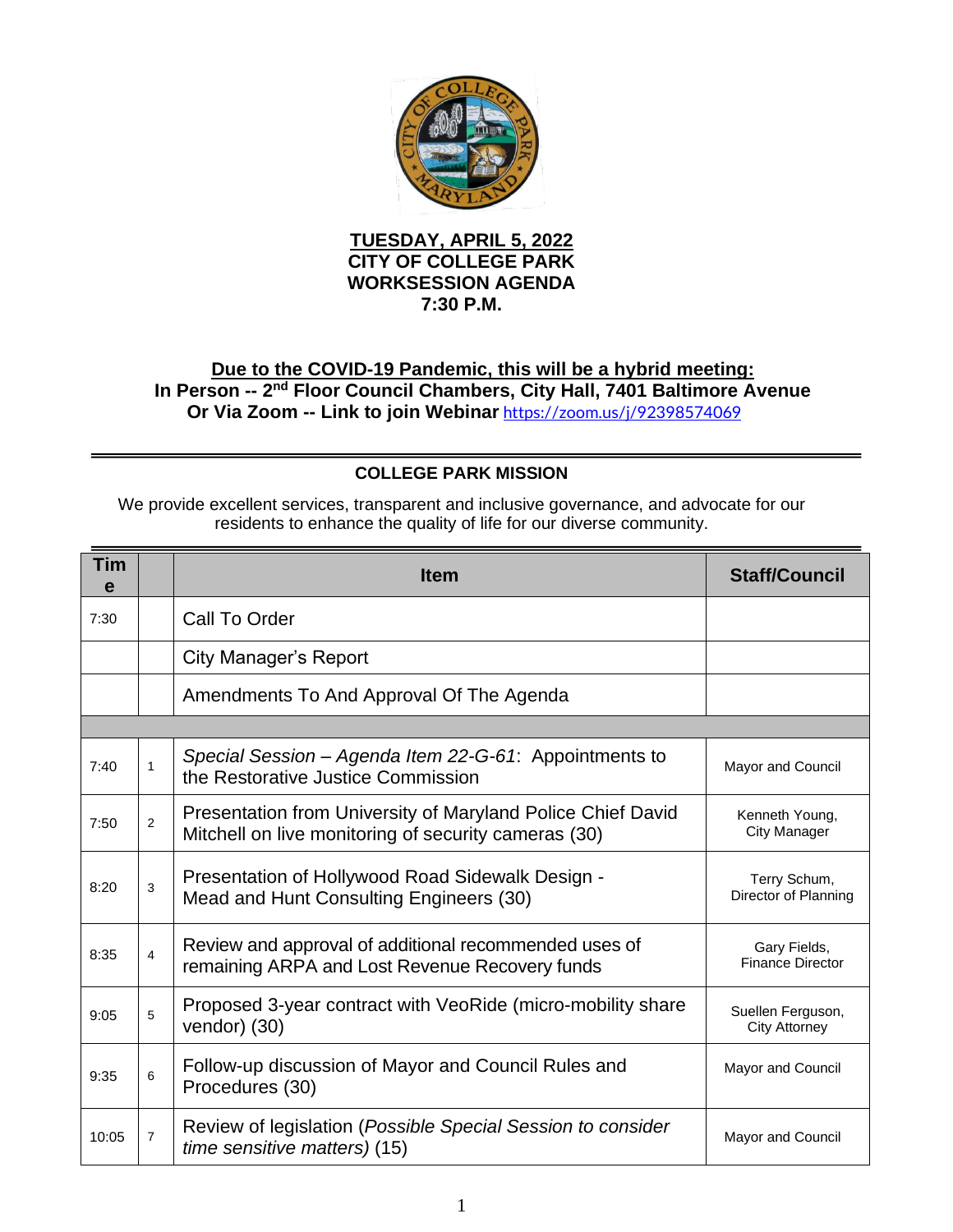**TUESDAY, APRIL 5, 2022**
**CITY OF COLLEGE PARK**
**WORKSESSION AGENDA**
**7:30 P.M.**

**Due to the COVID-19 Pandemic, this will be a hybrid meeting:**
**In Person -- 2nd Floor Council Chambers, City Hall, 7401 Baltimore Avenue**
**Or Via Zoom -- Link to join Webinar** https://zoom.us/j/92398574069

---

**COLLEGE PARK MISSION**

We provide excellent services, transparent and inclusive governance, and advocate for our residents to enhance the quality of life for our diverse community.

---

| Time | | Item | Staff/Council |
|---|---|---|---|
| 7:30 | | Call To Order | |
| | | City Manager's Report | |
| | | Amendments To And Approval Of The Agenda | |
| | | | |
| 7:40 | 1 | *Special Session – Agenda Item 22-G-61*: Appointments to the Restorative Justice Commission | Mayor and Council |
| 7:50 | 2 | Presentation from University of Maryland Police Chief David Mitchell on live monitoring of security cameras (30) | Kenneth Young, City Manager |
| 8:20 | 3 | Presentation of Hollywood Road Sidewalk Design - Mead and Hunt Consulting Engineers (30) | Terry Schum, Director of Planning |
| 8:35 | 4 | Review and approval of additional recommended uses of remaining ARPA and Lost Revenue Recovery funds | Gary Fields, Finance Director |
| 9:05 | 5 | Proposed 3-year contract with VeoRide (micro-mobility share vendor) (30) | Suellen Ferguson, City Attorney |
| 9:35 | 6 | Follow-up discussion of Mayor and Council Rules and Procedures (30) | Mayor and Council |
| 10:05 | 7 | Review of legislation (*Possible Special Session to consider time sensitive matters)* (15) | Mayor and Council |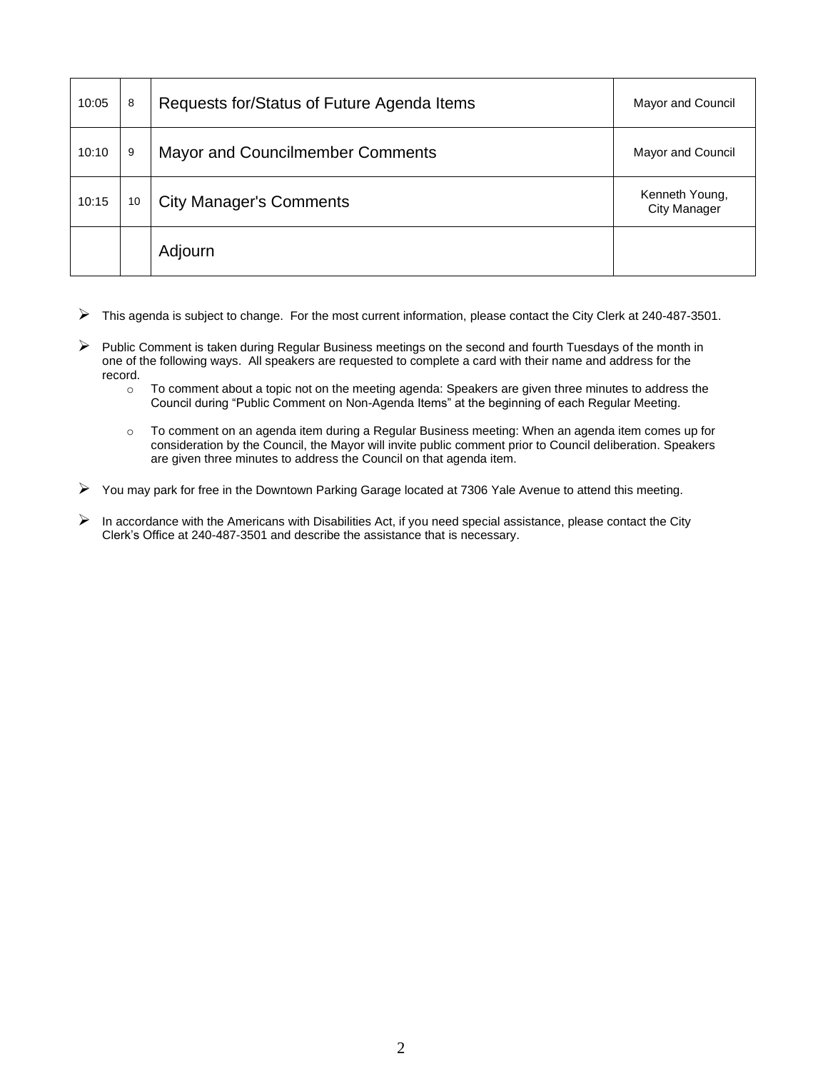| | | | |
|---|---|---|---|
| 10:05 | 8 | Requests for/Status of Future Agenda Items | Mayor and Council |
| 10:10 | 9 | Mayor and Councilmember Comments | Mayor and Council |
| 10:15 | 10 | City Manager's Comments | Kenneth Young, City Manager |
| | | Adjourn | |

- This agenda is subject to change. For the most current information, please contact the City Clerk at 240-487-3501.
- Public Comment is taken during Regular Business meetings on the second and fourth Tuesdays of the month in one of the following ways. All speakers are requested to complete a card with their name and address for the record.
  - To comment about a topic not on the meeting agenda: Speakers are given three minutes to address the Council during "Public Comment on Non-Agenda Items" at the beginning of each Regular Meeting.
  - To comment on an agenda item during a Regular Business meeting: When an agenda item comes up for consideration by the Council, the Mayor will invite public comment prior to Council deliberation. Speakers are given three minutes to address the Council on that agenda item.
- You may park for free in the Downtown Parking Garage located at 7306 Yale Avenue to attend this meeting.
- In accordance with the Americans with Disabilities Act, if you need special assistance, please contact the City Clerk's Office at 240-487-3501 and describe the assistance that is necessary.